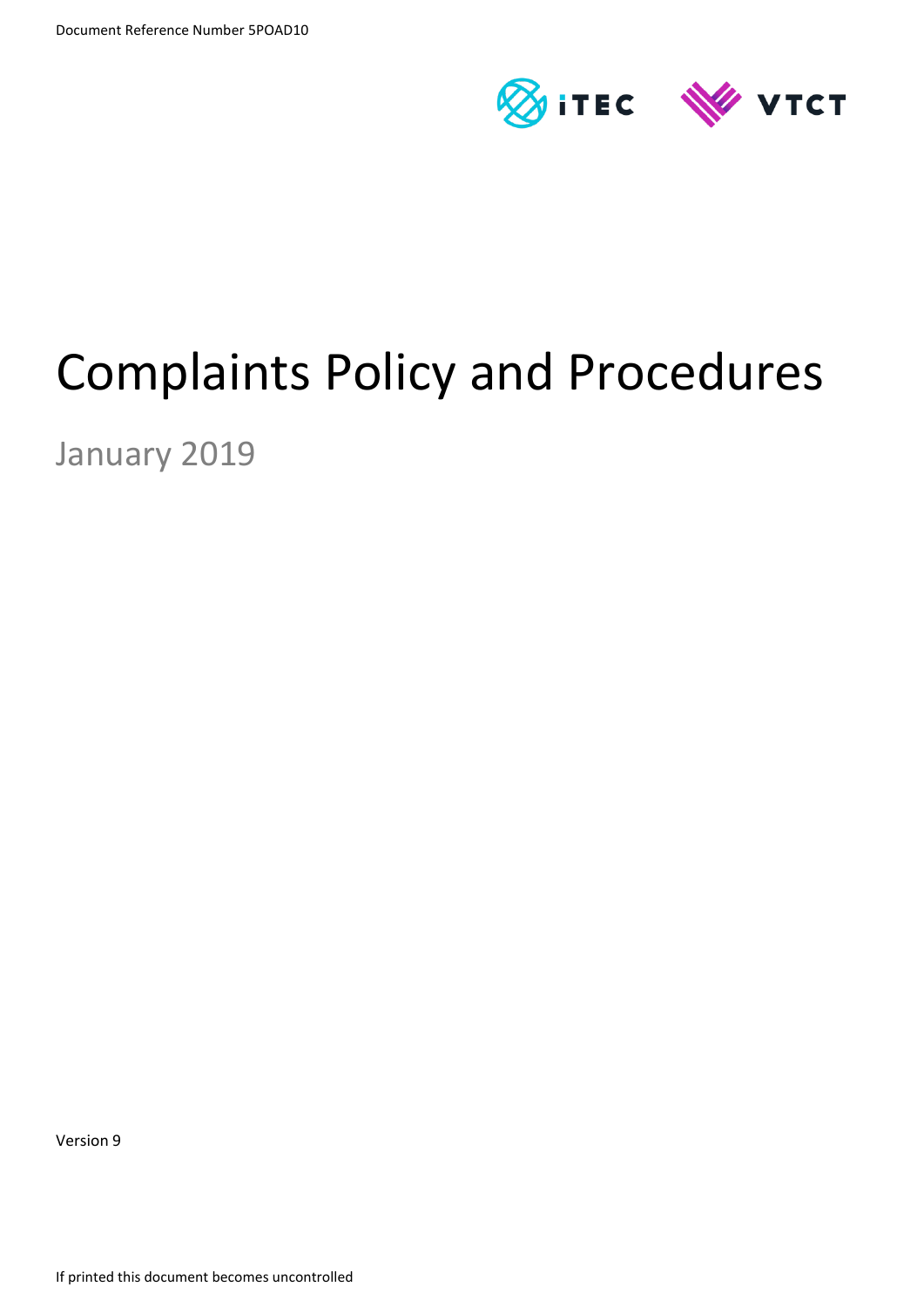Document Reference Number 5POAD10

iTEC VTCT

# Complaints Policy and Procedures

January 2019

Version 9

If printed this document becomes uncontrolled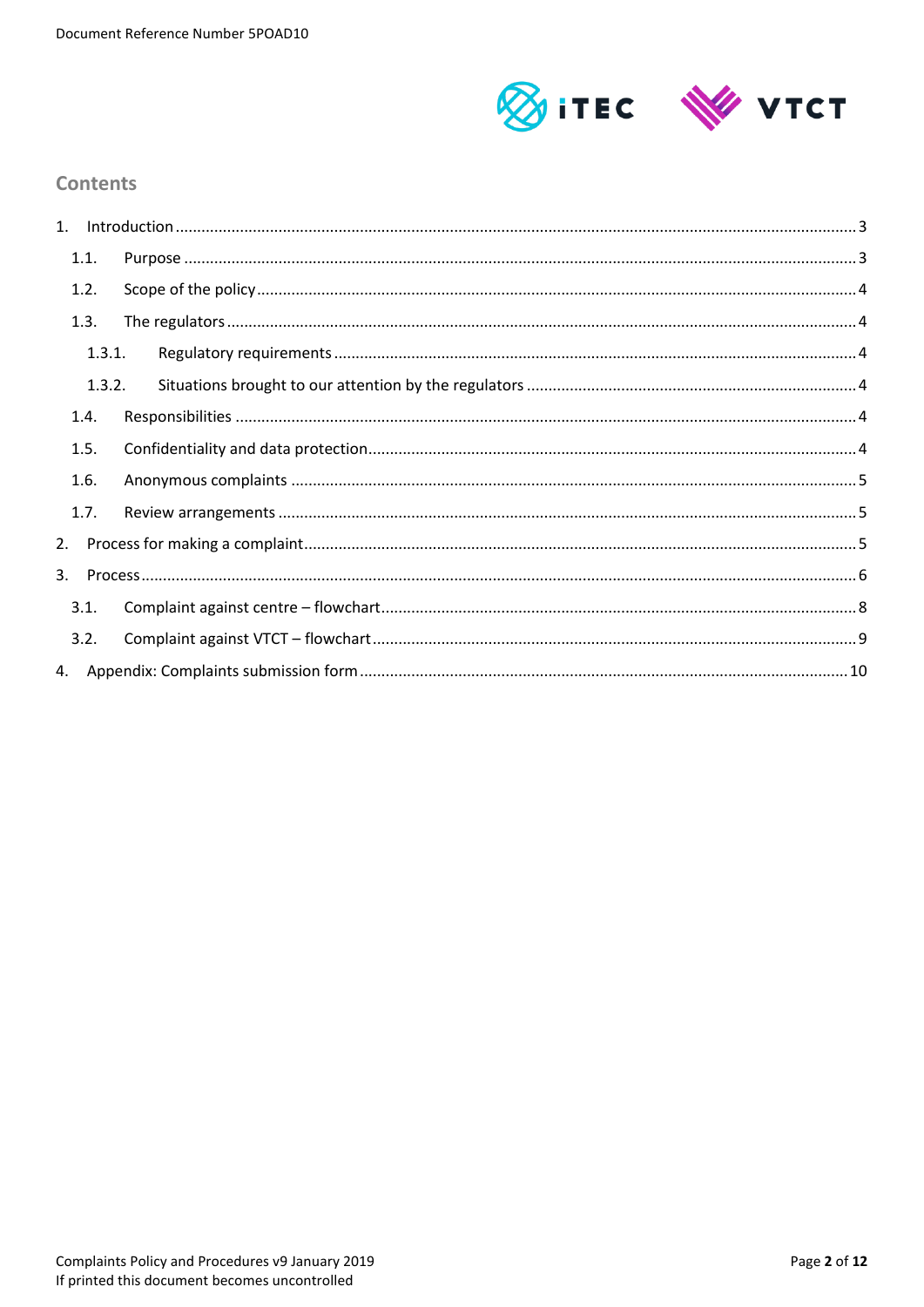## Contents

1. Introduction ..... 3
   - 1.1. Purpose ..... 3
   - 1.2. Scope of the policy ..... 4
   - 1.3. The regulators ..... 4
     - 1.3.1. Regulatory requirements ..... 4
     - 1.3.2. Situations brought to our attention by the regulators ..... 4
   - 1.4. Responsibilities ..... 4
   - 1.5. Confidentiality and data protection ..... 4
   - 1.6. Anonymous complaints ..... 5
   - 1.7. Review arrangements ..... 5
2. Process for making a complaint ..... 5
3. Process ..... 6
   - 3.1. Complaint against centre – flowchart ..... 8
   - 3.2. Complaint against VTCT – flowchart ..... 9
4. Appendix: Complaints submission form ..... 10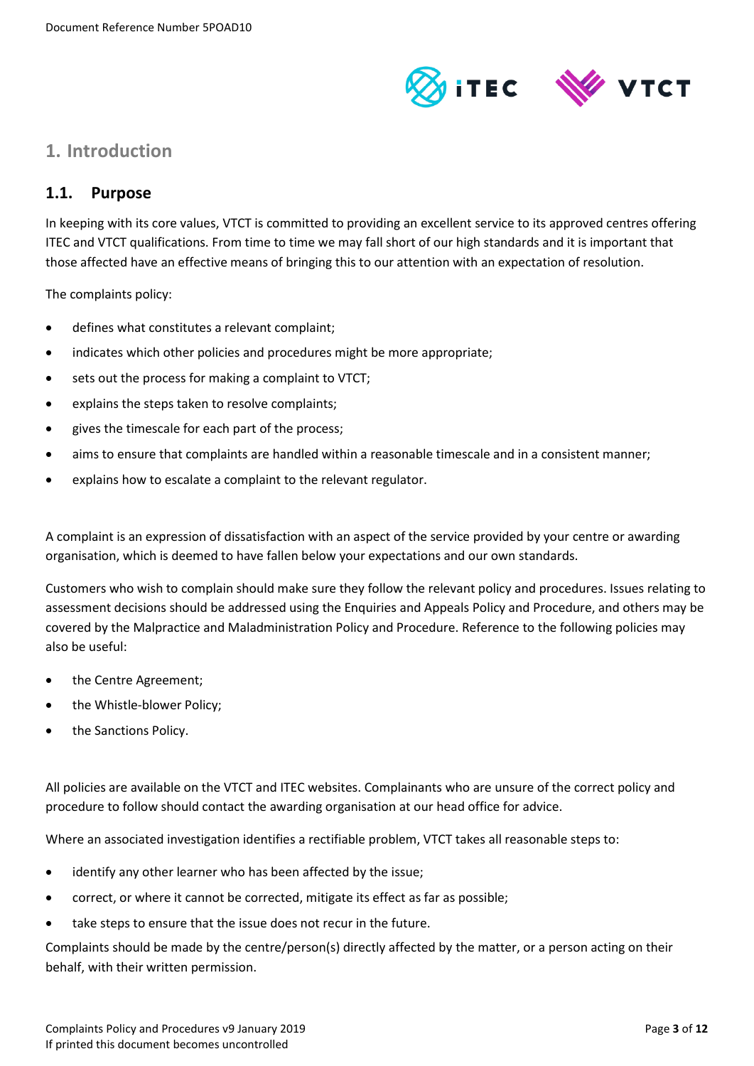# 1. Introduction

## 1.1. Purpose

In keeping with its core values, VTCT is committed to providing an excellent service to its approved centres offering ITEC and VTCT qualifications. From time to time we may fall short of our high standards and it is important that those affected have an effective means of bringing this to our attention with an expectation of resolution.

The complaints policy:

- defines what constitutes a relevant complaint;
- indicates which other policies and procedures might be more appropriate;
- sets out the process for making a complaint to VTCT;
- explains the steps taken to resolve complaints;
- gives the timescale for each part of the process;
- aims to ensure that complaints are handled within a reasonable timescale and in a consistent manner;
- explains how to escalate a complaint to the relevant regulator.

A complaint is an expression of dissatisfaction with an aspect of the service provided by your centre or awarding organisation, which is deemed to have fallen below your expectations and our own standards.

Customers who wish to complain should make sure they follow the relevant policy and procedures. Issues relating to assessment decisions should be addressed using the Enquiries and Appeals Policy and Procedure, and others may be covered by the Malpractice and Maladministration Policy and Procedure. Reference to the following policies may also be useful:

- the Centre Agreement;
- the Whistle-blower Policy;
- the Sanctions Policy.

All policies are available on the VTCT and ITEC websites. Complainants who are unsure of the correct policy and procedure to follow should contact the awarding organisation at our head office for advice.

Where an associated investigation identifies a rectifiable problem, VTCT takes all reasonable steps to:

- identify any other learner who has been affected by the issue;
- correct, or where it cannot be corrected, mitigate its effect as far as possible;
- take steps to ensure that the issue does not recur in the future.

Complaints should be made by the centre/person(s) directly affected by the matter, or a person acting on their behalf, with their written permission.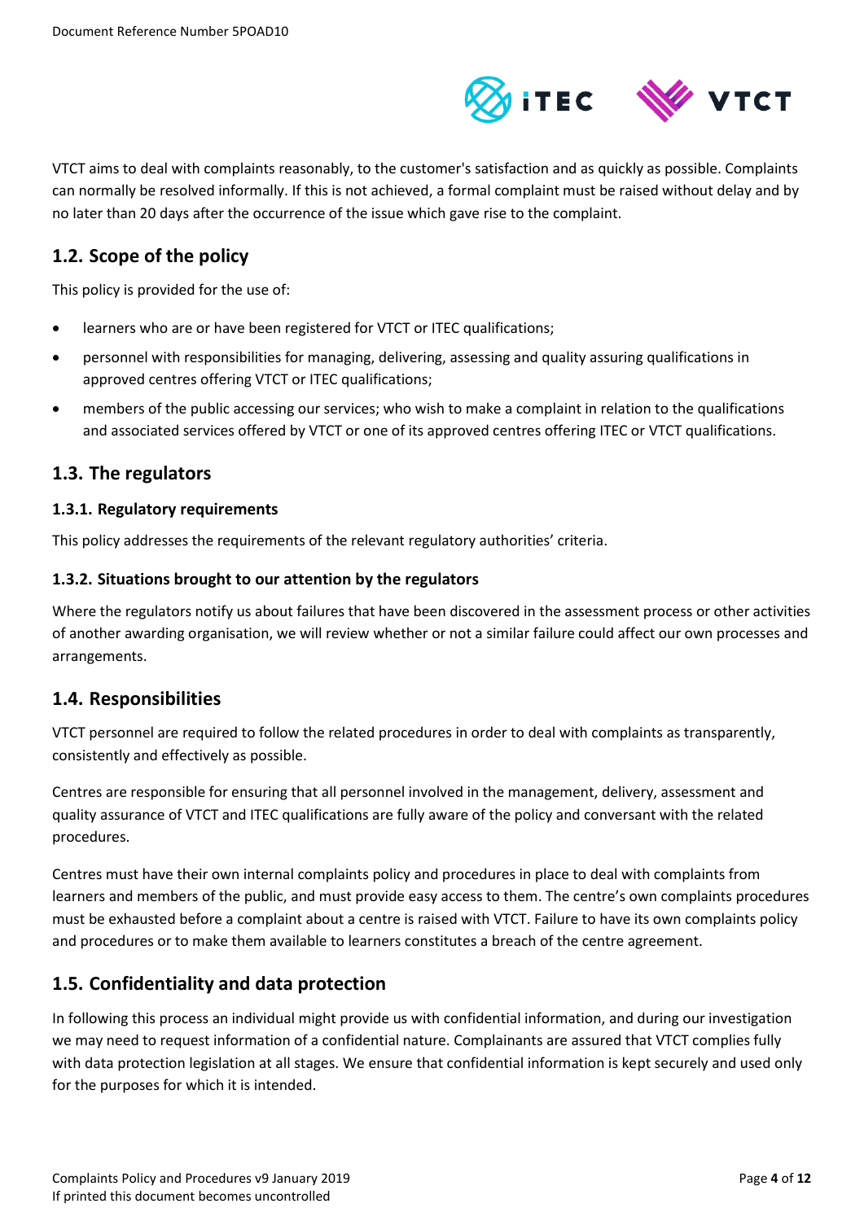VTCT aims to deal with complaints reasonably, to the customer's satisfaction and as quickly as possible. Complaints can normally be resolved informally. If this is not achieved, a formal complaint must be raised without delay and by no later than 20 days after the occurrence of the issue which gave rise to the complaint.

## 1.2. Scope of the policy

This policy is provided for the use of:

- learners who are or have been registered for VTCT or ITEC qualifications;
- personnel with responsibilities for managing, delivering, assessing and quality assuring qualifications in approved centres offering VTCT or ITEC qualifications;
- members of the public accessing our services; who wish to make a complaint in relation to the qualifications and associated services offered by VTCT or one of its approved centres offering ITEC or VTCT qualifications.

## 1.3. The regulators

### 1.3.1. Regulatory requirements

This policy addresses the requirements of the relevant regulatory authorities' criteria.

### 1.3.2. Situations brought to our attention by the regulators

Where the regulators notify us about failures that have been discovered in the assessment process or other activities of another awarding organisation, we will review whether or not a similar failure could affect our own processes and arrangements.

## 1.4. Responsibilities

VTCT personnel are required to follow the related procedures in order to deal with complaints as transparently, consistently and effectively as possible.

Centres are responsible for ensuring that all personnel involved in the management, delivery, assessment and quality assurance of VTCT and ITEC qualifications are fully aware of the policy and conversant with the related procedures.

Centres must have their own internal complaints policy and procedures in place to deal with complaints from learners and members of the public, and must provide easy access to them. The centre's own complaints procedures must be exhausted before a complaint about a centre is raised with VTCT. Failure to have its own complaints policy and procedures or to make them available to learners constitutes a breach of the centre agreement.

## 1.5. Confidentiality and data protection

In following this process an individual might provide us with confidential information, and during our investigation we may need to request information of a confidential nature. Complainants are assured that VTCT complies fully with data protection legislation at all stages. We ensure that confidential information is kept securely and used only for the purposes for which it is intended.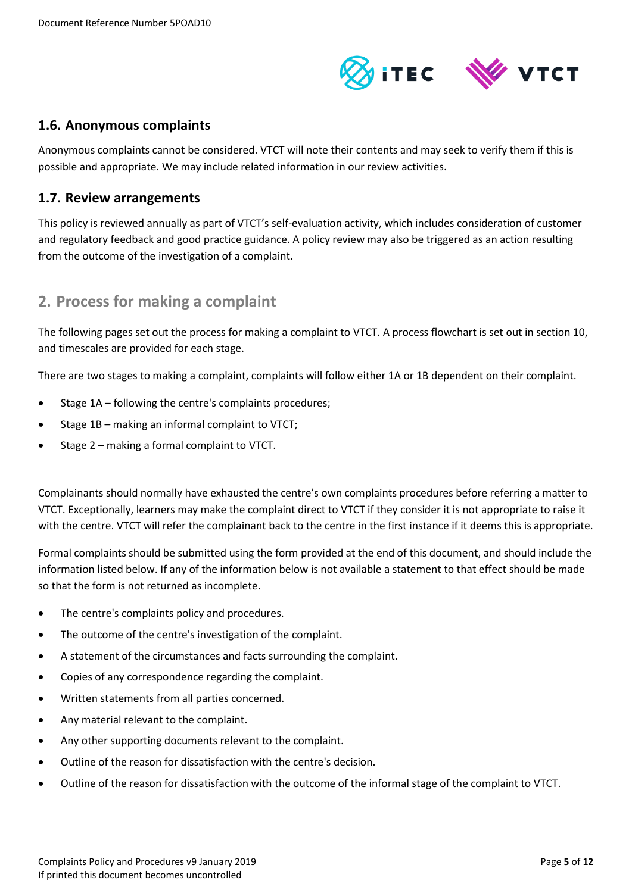### 1.6. Anonymous complaints

Anonymous complaints cannot be considered. VTCT will note their contents and may seek to verify them if this is possible and appropriate. We may include related information in our review activities.

### 1.7. Review arrangements

This policy is reviewed annually as part of VTCT's self-evaluation activity, which includes consideration of customer and regulatory feedback and good practice guidance. A policy review may also be triggered as an action resulting from the outcome of the investigation of a complaint.

## 2. Process for making a complaint

The following pages set out the process for making a complaint to VTCT. A process flowchart is set out in section 10, and timescales are provided for each stage.

There are two stages to making a complaint, complaints will follow either 1A or 1B dependent on their complaint.

- Stage 1A – following the centre's complaints procedures;
- Stage 1B – making an informal complaint to VTCT;
- Stage 2 – making a formal complaint to VTCT.

Complainants should normally have exhausted the centre's own complaints procedures before referring a matter to VTCT. Exceptionally, learners may make the complaint direct to VTCT if they consider it is not appropriate to raise it with the centre. VTCT will refer the complainant back to the centre in the first instance if it deems this is appropriate.

Formal complaints should be submitted using the form provided at the end of this document, and should include the information listed below. If any of the information below is not available a statement to that effect should be made so that the form is not returned as incomplete.

- The centre's complaints policy and procedures.
- The outcome of the centre's investigation of the complaint.
- A statement of the circumstances and facts surrounding the complaint.
- Copies of any correspondence regarding the complaint.
- Written statements from all parties concerned.
- Any material relevant to the complaint.
- Any other supporting documents relevant to the complaint.
- Outline of the reason for dissatisfaction with the centre's decision.
- Outline of the reason for dissatisfaction with the outcome of the informal stage of the complaint to VTCT.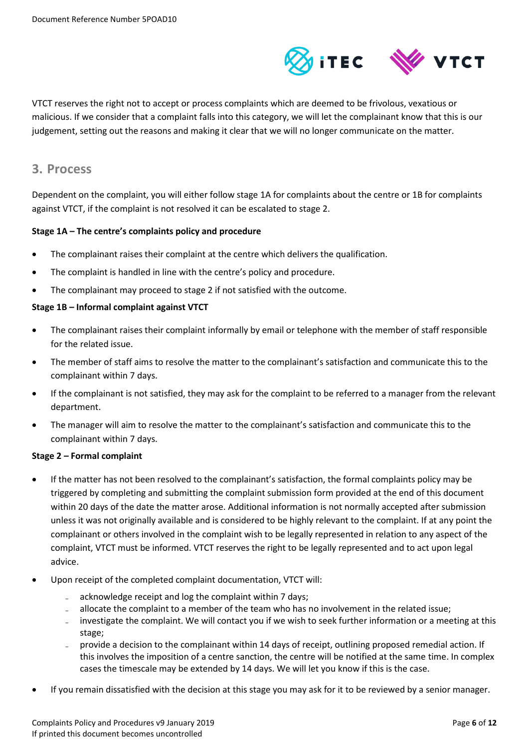VTCT reserves the right not to accept or process complaints which are deemed to be frivolous, vexatious or malicious. If we consider that a complaint falls into this category, we will let the complainant know that this is our judgement, setting out the reasons and making it clear that we will no longer communicate on the matter.

## 3. Process

Dependent on the complaint, you will either follow stage 1A for complaints about the centre or 1B for complaints against VTCT, if the complaint is not resolved it can be escalated to stage 2.

**Stage 1A – The centre's complaints policy and procedure**

- The complainant raises their complaint at the centre which delivers the qualification.
- The complaint is handled in line with the centre's policy and procedure.
- The complainant may proceed to stage 2 if not satisfied with the outcome.

**Stage 1B – Informal complaint against VTCT**

- The complainant raises their complaint informally by email or telephone with the member of staff responsible for the related issue.
- The member of staff aims to resolve the matter to the complainant's satisfaction and communicate this to the complainant within 7 days.
- If the complainant is not satisfied, they may ask for the complaint to be referred to a manager from the relevant department.
- The manager will aim to resolve the matter to the complainant's satisfaction and communicate this to the complainant within 7 days.

**Stage 2 – Formal complaint**

- If the matter has not been resolved to the complainant's satisfaction, the formal complaints policy may be triggered by completing and submitting the complaint submission form provided at the end of this document within 20 days of the date the matter arose. Additional information is not normally accepted after submission unless it was not originally available and is considered to be highly relevant to the complaint. If at any point the complainant or others involved in the complaint wish to be legally represented in relation to any aspect of the complaint, VTCT must be informed. VTCT reserves the right to be legally represented and to act upon legal advice.
- Upon receipt of the completed complaint documentation, VTCT will:
  - acknowledge receipt and log the complaint within 7 days;
  - allocate the complaint to a member of the team who has no involvement in the related issue;
  - investigate the complaint. We will contact you if we wish to seek further information or a meeting at this stage;
  - provide a decision to the complainant within 14 days of receipt, outlining proposed remedial action. If this involves the imposition of a centre sanction, the centre will be notified at the same time. In complex cases the timescale may be extended by 14 days. We will let you know if this is the case.
- If you remain dissatisfied with the decision at this stage you may ask for it to be reviewed by a senior manager.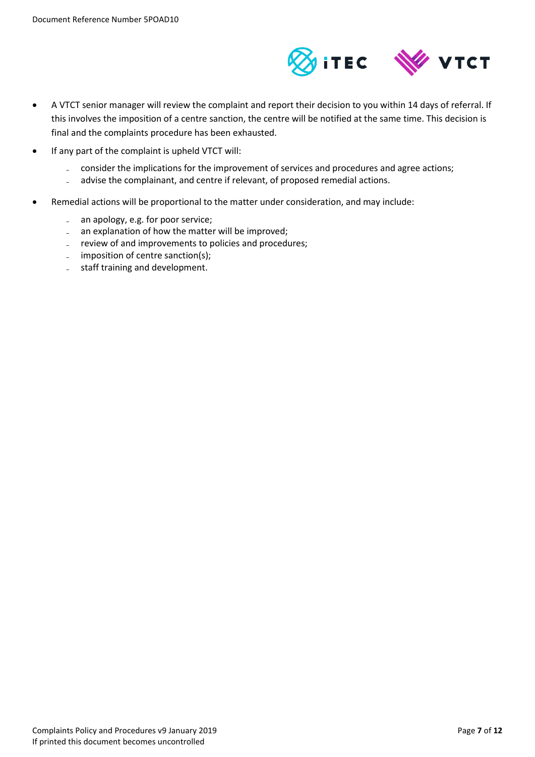- A VTCT senior manager will review the complaint and report their decision to you within 14 days of referral. If this involves the imposition of a centre sanction, the centre will be notified at the same time. This decision is final and the complaints procedure has been exhausted.
- If any part of the complaint is upheld VTCT will:
  - consider the implications for the improvement of services and procedures and agree actions;
  - advise the complainant, and centre if relevant, of proposed remedial actions.
- Remedial actions will be proportional to the matter under consideration, and may include:
  - an apology, e.g. for poor service;
  - an explanation of how the matter will be improved;
  - review of and improvements to policies and procedures;
  - imposition of centre sanction(s);
  - staff training and development.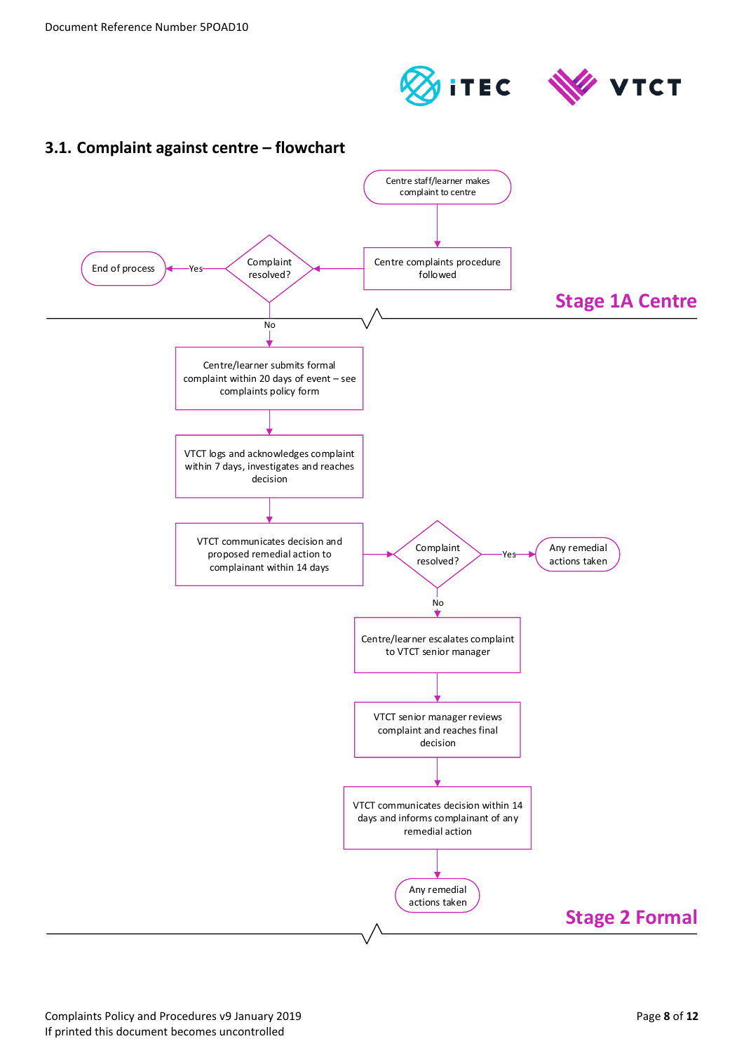## 3.1. Complaint against centre – flowchart

Centre staff/learner makes complaint to centre

Centre complaints procedure followed

Complaint resolved?

Yes

End of process

Stage 1A Centre

No

Centre/learner submits formal complaint within 20 days of event – see complaints policy form

VTCT logs and acknowledges complaint within 7 days, investigates and reaches decision

VTCT communicates decision and proposed remedial action to complainant within 14 days

Complaint resolved?

Yes

Any remedial actions taken

No

Centre/learner escalates complaint to VTCT senior manager

VTCT senior manager reviews complaint and reaches final decision

VTCT communicates decision within 14 days and informs complainant of any remedial action

Any remedial actions taken

Stage 2 Formal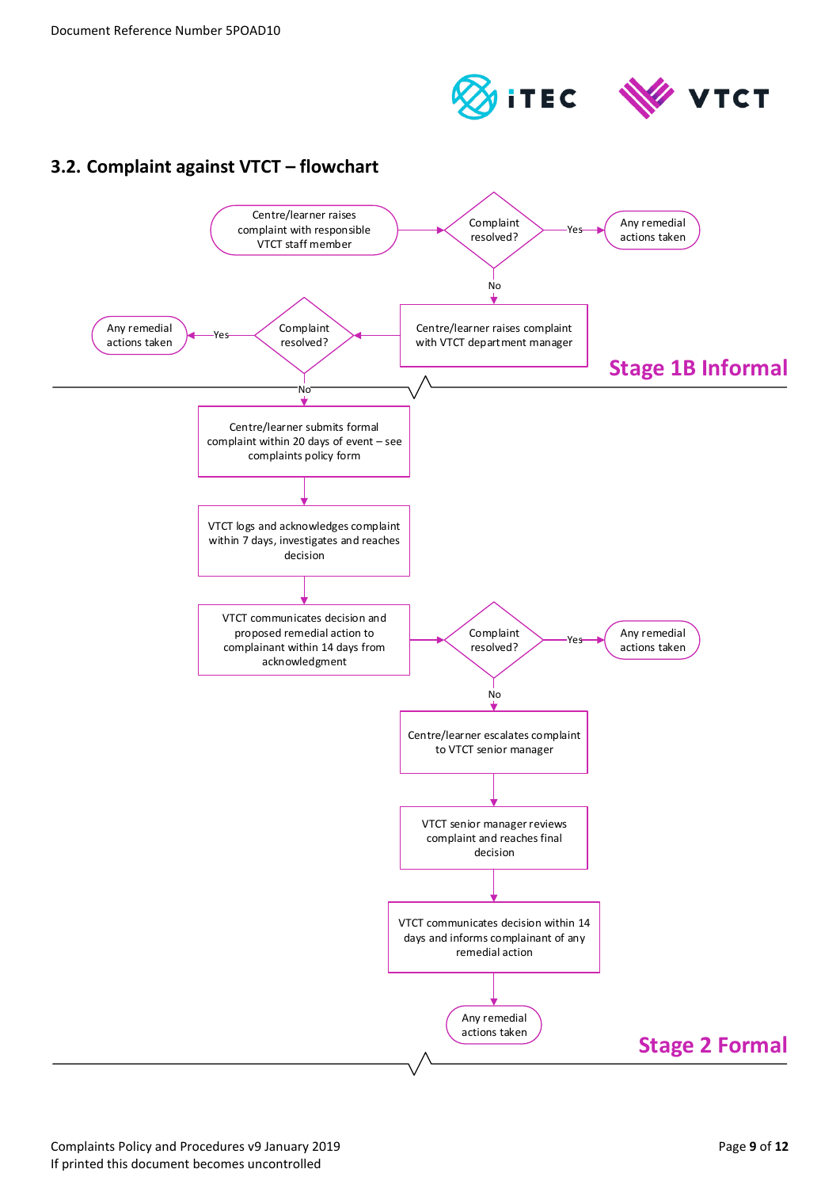## 3.2. Complaint against VTCT – flowchart

Centre/learner raises complaint with responsible VTCT staff member

Complaint resolved?

Yes

Any remedial actions taken

No

Centre/learner raises complaint with VTCT department manager

Complaint resolved?

Yes

Any remedial actions taken

**Stage 1B Informal**

No

Centre/learner submits formal complaint within 20 days of event – see complaints policy form

VTCT logs and acknowledges complaint within 7 days, investigates and reaches decision

VTCT communicates decision and proposed remedial action to complainant within 14 days from acknowledgment

Complaint resolved?

Yes

Any remedial actions taken

No

Centre/learner escalates complaint to VTCT senior manager

VTCT senior manager reviews complaint and reaches final decision

VTCT communicates decision within 14 days and informs complainant of any remedial action

Any remedial actions taken

**Stage 2 Formal**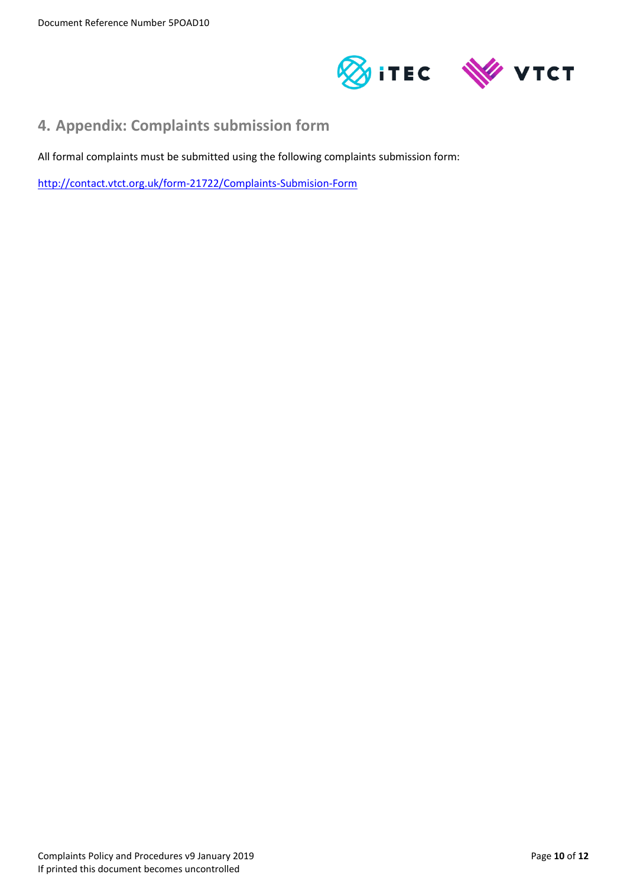## 4. Appendix: Complaints submission form

All formal complaints must be submitted using the following complaints submission form:

http://contact.vtct.org.uk/form-21722/Complaints-Submision-Form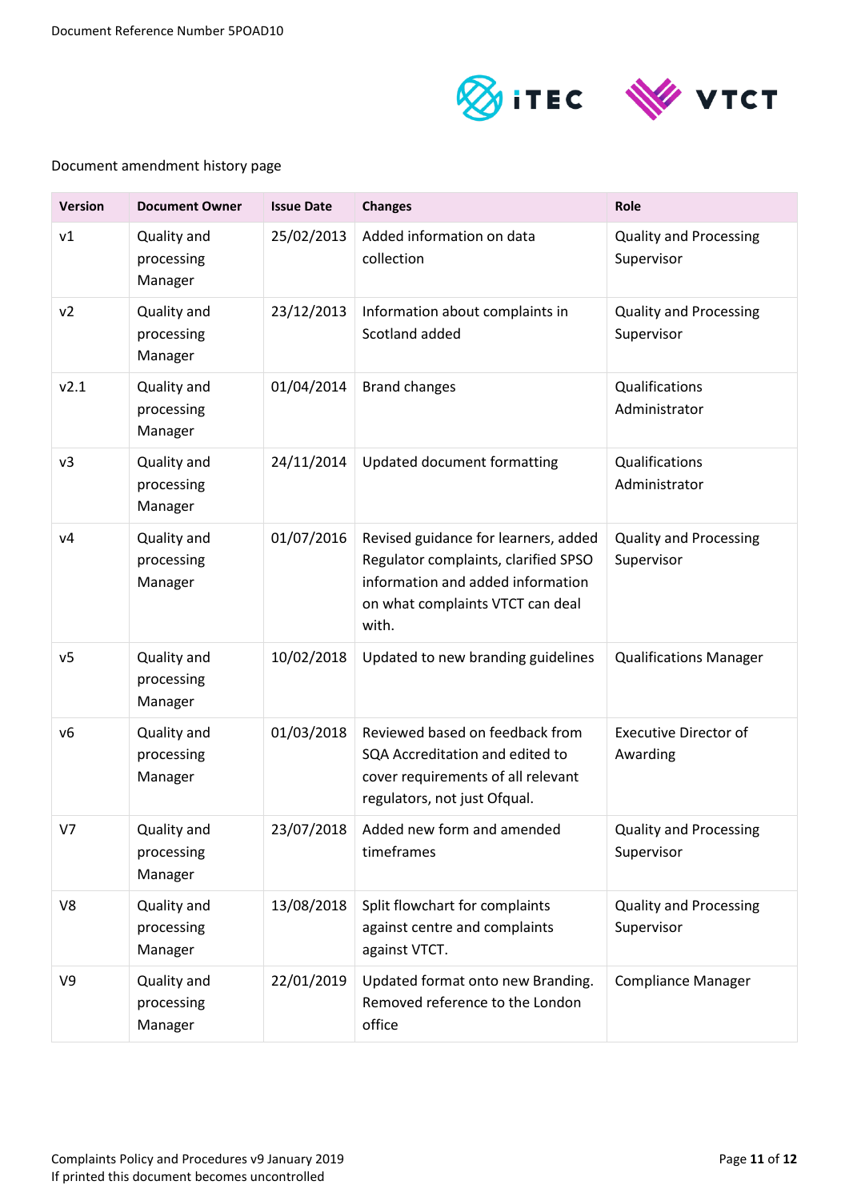Document Reference Number 5POAD10

Document amendment history page

| Version | Document Owner | Issue Date | Changes | Role |
|---|---|---|---|---|
| v1 | Quality and processing Manager | 25/02/2013 | Added information on data collection | Quality and Processing Supervisor |
| v2 | Quality and processing Manager | 23/12/2013 | Information about complaints in Scotland added | Quality and Processing Supervisor |
| v2.1 | Quality and processing Manager | 01/04/2014 | Brand changes | Qualifications Administrator |
| v3 | Quality and processing Manager | 24/11/2014 | Updated document formatting | Qualifications Administrator |
| v4 | Quality and processing Manager | 01/07/2016 | Revised guidance for learners, added Regulator complaints, clarified SPSO information and added information on what complaints VTCT can deal with. | Quality and Processing Supervisor |
| v5 | Quality and processing Manager | 10/02/2018 | Updated to new branding guidelines | Qualifications Manager |
| v6 | Quality and processing Manager | 01/03/2018 | Reviewed based on feedback from SQA Accreditation and edited to cover requirements of all relevant regulators, not just Ofqual. | Executive Director of Awarding |
| V7 | Quality and processing Manager | 23/07/2018 | Added new form and amended timeframes | Quality and Processing Supervisor |
| V8 | Quality and processing Manager | 13/08/2018 | Split flowchart for complaints against centre and complaints against VTCT. | Quality and Processing Supervisor |
| V9 | Quality and processing Manager | 22/01/2019 | Updated format onto new Branding. Removed reference to the London office | Compliance Manager |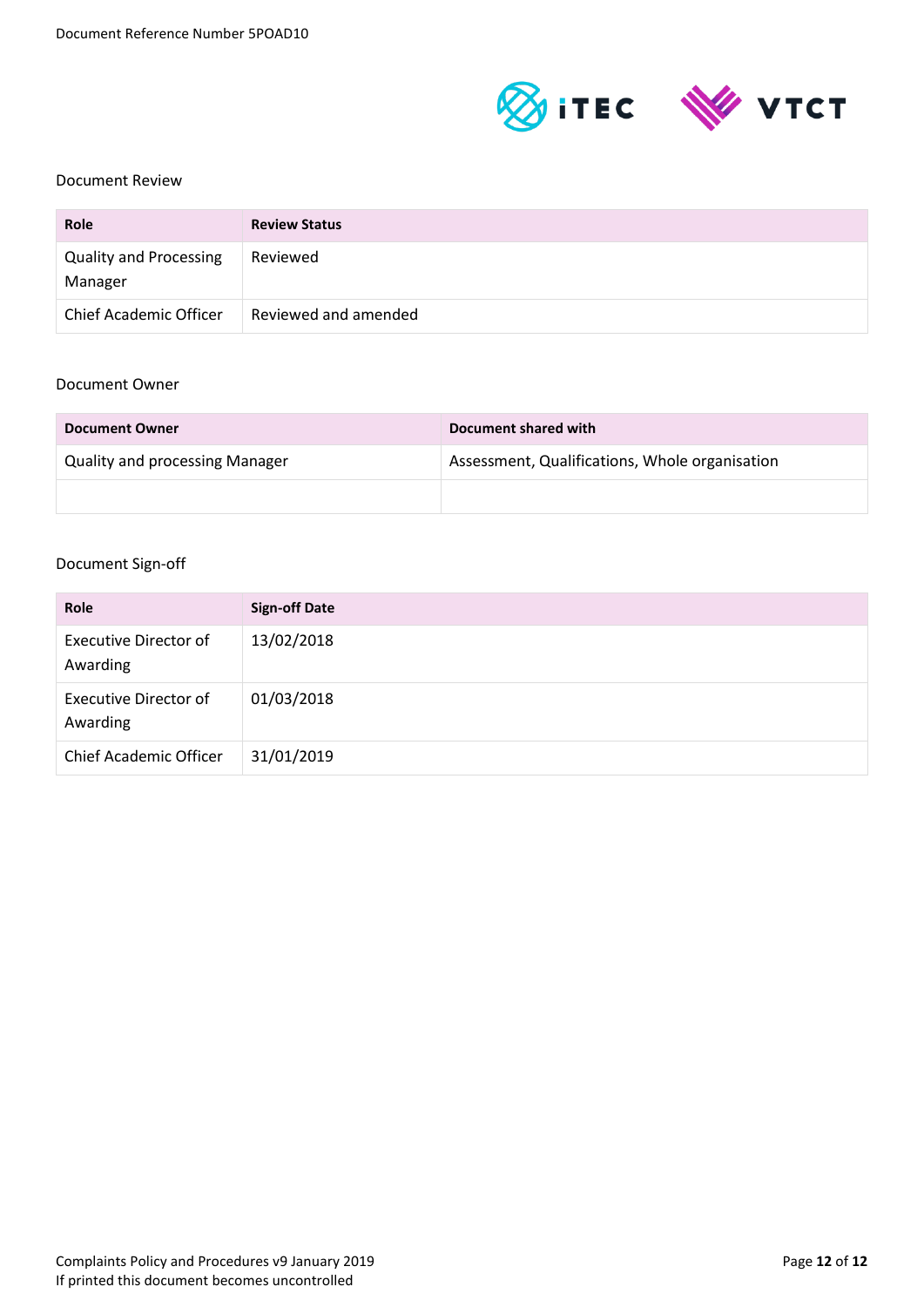Document Review

| Role | Review Status |
| --- | --- |
| Quality and Processing Manager | Reviewed |
| Chief Academic Officer | Reviewed and amended |

Document Owner

| Document Owner | Document shared with |
| --- | --- |
| Quality and processing Manager | Assessment, Qualifications, Whole organisation |
| | |

Document Sign-off

| Role | Sign-off Date |
| --- | --- |
| Executive Director of Awarding | 13/02/2018 |
| Executive Director of Awarding | 01/03/2018 |
| Chief Academic Officer | 31/01/2019 |